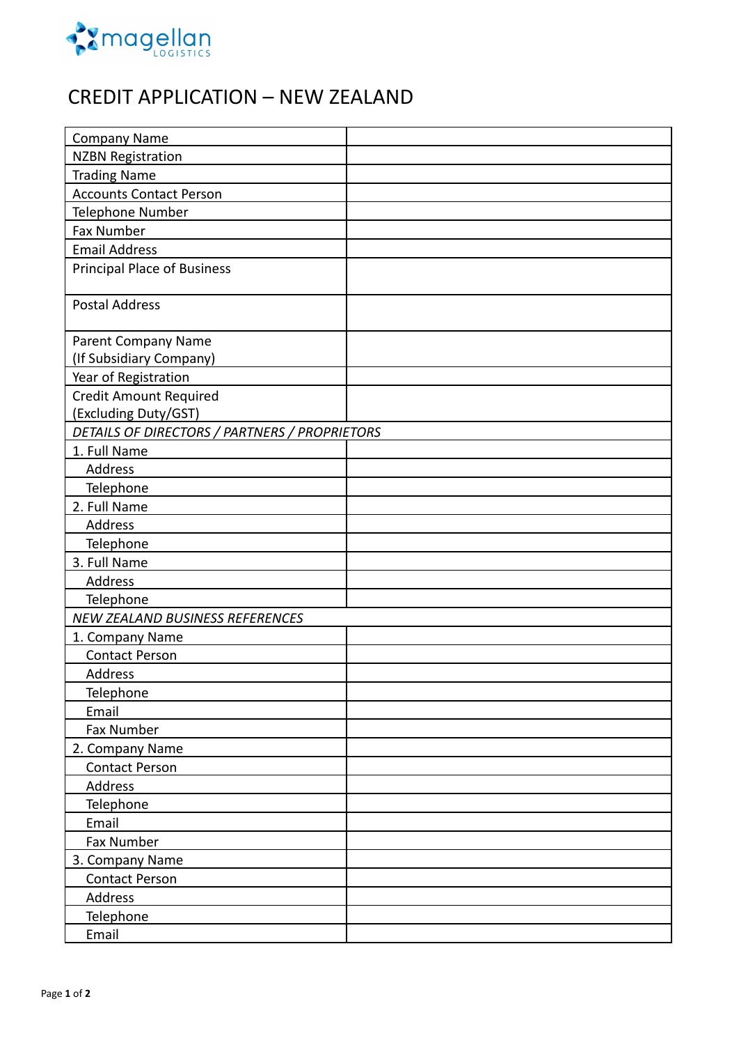magellan LOGISTICS

# CREDIT APPLICATION – NEW ZEALAND

| | |
|---|---|
| Company Name | |
| NZBN Registration | |
| Trading Name | |
| Accounts Contact Person | |
| Telephone Number | |
| Fax Number | |
| Email Address | |
| Principal Place of Business | |
| Postal Address | |
| Parent Company Name (If Subsidiary Company) | |
| Year of Registration | |
| Credit Amount Required (Excluding Duty/GST) | |
| *DETAILS OF DIRECTORS / PARTNERS / PROPRIETORS* | |
| 1. Full Name | |
| Address | |
| Telephone | |
| 2. Full Name | |
| Address | |
| Telephone | |
| 3. Full Name | |
| Address | |
| Telephone | |
| *NEW ZEALAND BUSINESS REFERENCES* | |
| 1. Company Name | |
| Contact Person | |
| Address | |
| Telephone | |
| Email | |
| Fax Number | |
| 2. Company Name | |
| Contact Person | |
| Address | |
| Telephone | |
| Email | |
| Fax Number | |
| 3. Company Name | |
| Contact Person | |
| Address | |
| Telephone | |
| Email | |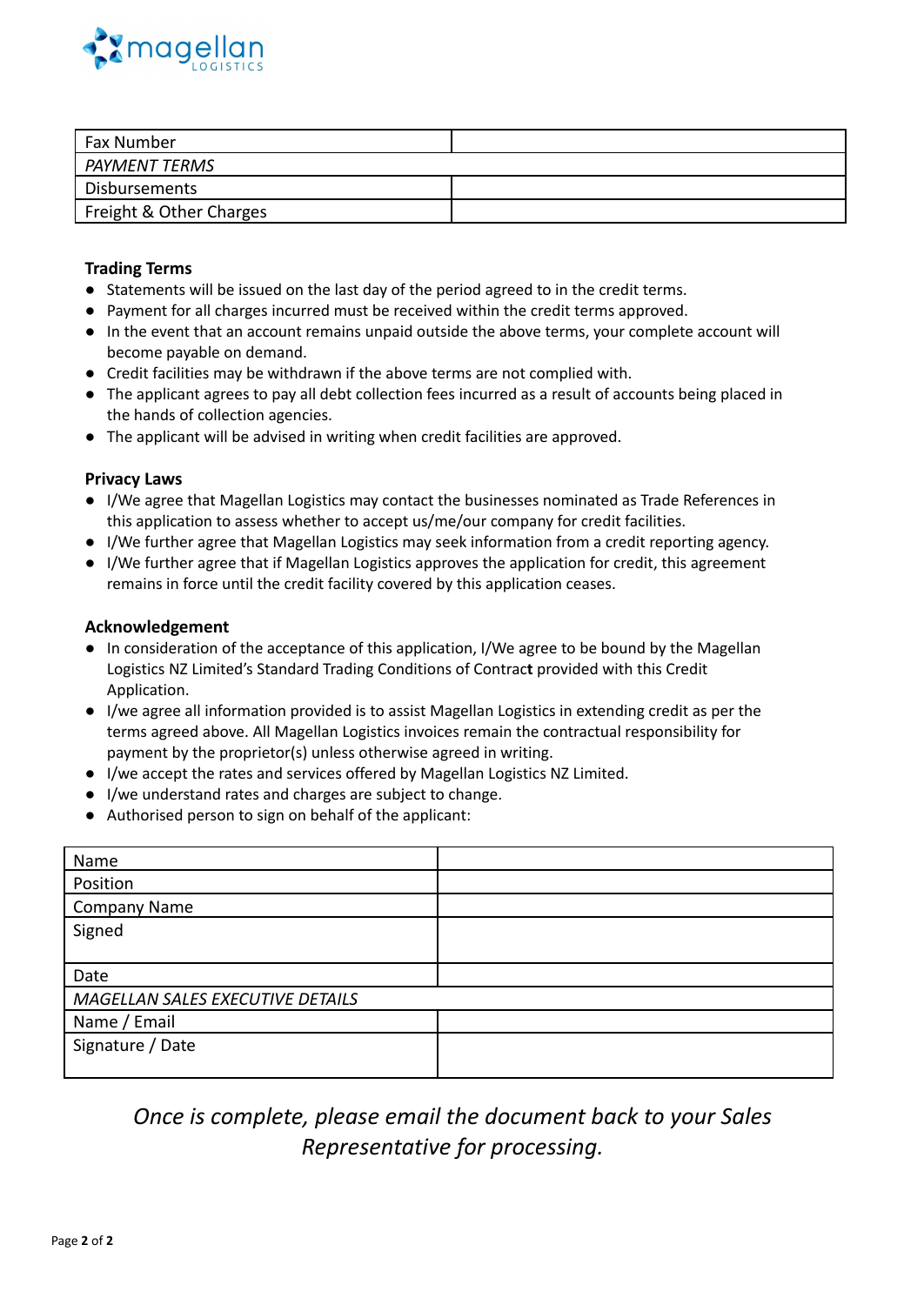| | |
|---|---|
| Fax Number | |
| *PAYMENT TERMS* | |
| Disbursements | |
| Freight & Other Charges | |

**Trading Terms**

- Statements will be issued on the last day of the period agreed to in the credit terms.
- Payment for all charges incurred must be received within the credit terms approved.
- In the event that an account remains unpaid outside the above terms, your complete account will become payable on demand.
- Credit facilities may be withdrawn if the above terms are not complied with.
- The applicant agrees to pay all debt collection fees incurred as a result of accounts being placed in the hands of collection agencies.
- The applicant will be advised in writing when credit facilities are approved.

**Privacy Laws**

- I/We agree that Magellan Logistics may contact the businesses nominated as Trade References in this application to assess whether to accept us/me/our company for credit facilities.
- I/We further agree that Magellan Logistics may seek information from a credit reporting agency.
- I/We further agree that if Magellan Logistics approves the application for credit, this agreement remains in force until the credit facility covered by this application ceases.

**Acknowledgement**

- In consideration of the acceptance of this application, I/We agree to be bound by the Magellan Logistics NZ Limited's Standard Trading Conditions of Contract provided with this Credit Application.
- I/we agree all information provided is to assist Magellan Logistics in extending credit as per the terms agreed above. All Magellan Logistics invoices remain the contractual responsibility for payment by the proprietor(s) unless otherwise agreed in writing.
- I/we accept the rates and services offered by Magellan Logistics NZ Limited.
- I/we understand rates and charges are subject to change.
- Authorised person to sign on behalf of the applicant:

| | |
|---|---|
| Name | |
| Position | |
| Company Name | |
| Signed | |
| Date | |
| *MAGELLAN SALES EXECUTIVE DETAILS* | |
| Name / Email | |
| Signature / Date | |

*Once is complete, please email the document back to your Sales Representative for processing.*